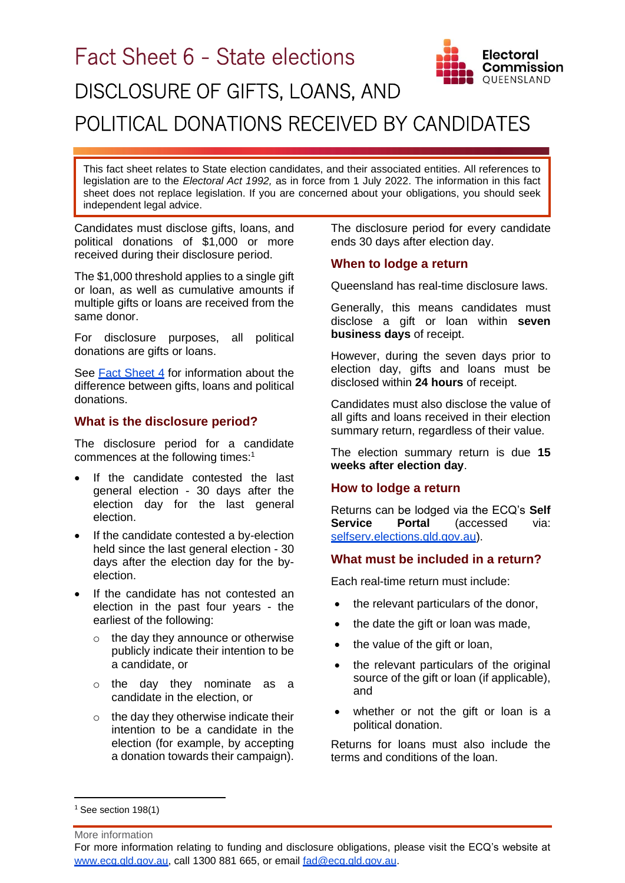# Fact Sheet 6 - State elections

# DISCLOSURE OF GIFTS, LOANS, AND POLITICAL DONATIONS RECEIVED BY CANDIDATES

Electoral Commission QUEENSLAND

This fact sheet relates to State election candidates, and their associated entities. All references to legislation are to the *Electoral Act 1992,* as in force from 1 July 2022. The information in this fact sheet does not replace legislation. If you are concerned about your obligations, you should seek independent legal advice.

Candidates must disclose gifts, loans, and political donations of $1,000 or more received during their disclosure period.

The $1,000 threshold applies to a single gift or loan, as well as cumulative amounts if multiple gifts or loans are received from the same donor.

For disclosure purposes, all political donations are gifts or loans.

See [Fact Sheet 4] for information about the difference between gifts, loans and political donations.

## What is the disclosure period?

The disclosure period for a candidate commences at the following times:[1]

- If the candidate contested the last general election - 30 days after the election day for the last general election.
- If the candidate contested a by-election held since the last general election - 30 days after the election day for the by-election.
- If the candidate has not contested an election in the past four years - the earliest of the following:
  - the day they announce or otherwise publicly indicate their intention to be a candidate, or
  - the day they nominate as a candidate in the election, or
  - the day they otherwise indicate their intention to be a candidate in the election (for example, by accepting a donation towards their campaign).

The disclosure period for every candidate ends 30 days after election day.

## When to lodge a return

Queensland has real-time disclosure laws.

Generally, this means candidates must disclose a gift or loan within **seven business days** of receipt.

However, during the seven days prior to election day, gifts and loans must be disclosed within **24 hours** of receipt.

Candidates must also disclose the value of all gifts and loans received in their election summary return, regardless of their value.

The election summary return is due **15 weeks after election day**.

## How to lodge a return

Returns can be lodged via the ECQ's **Self Service Portal** (accessed via: selfserv.elections.qld.gov.au).

## What must be included in a return?

Each real-time return must include:

- the relevant particulars of the donor,
- the date the gift or loan was made,
- the value of the gift or loan,
- the relevant particulars of the original source of the gift or loan (if applicable), and
- whether or not the gift or loan is a political donation.

Returns for loans must also include the terms and conditions of the loan.

[1] See section 198(1)

More information

For more information relating to funding and disclosure obligations, please visit the ECQ's website at www.ecq.qld.gov.au, call 1300 881 665, or email fad@ecq.qld.gov.au.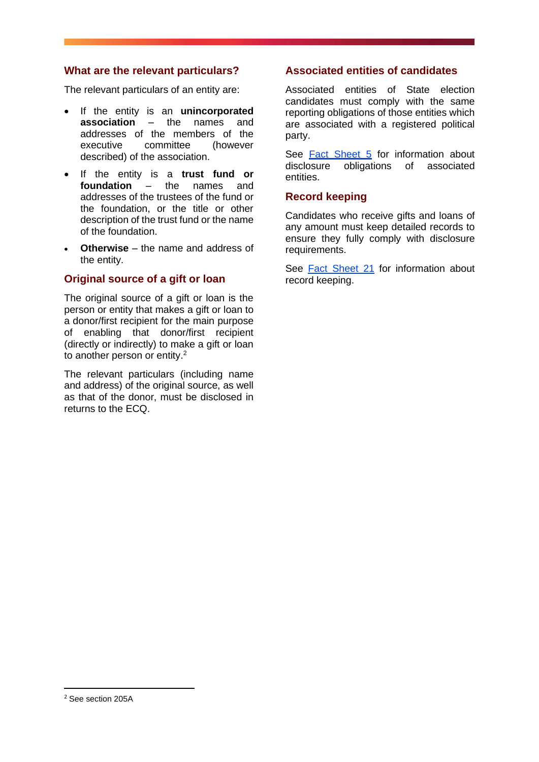## What are the relevant particulars?

The relevant particulars of an entity are:

- If the entity is an **unincorporated association** – the names and addresses of the members of the executive committee (however described) of the association.
- If the entity is a **trust fund or foundation** – the names and addresses of the trustees of the fund or the foundation, or the title or other description of the trust fund or the name of the foundation.
- **Otherwise** – the name and address of the entity.

## Original source of a gift or loan

The original source of a gift or loan is the person or entity that makes a gift or loan to a donor/first recipient for the main purpose of enabling that donor/first recipient (directly or indirectly) to make a gift or loan to another person or entity.[2]

The relevant particulars (including name and address) of the original source, as well as that of the donor, must be disclosed in returns to the ECQ.

## Associated entities of candidates

Associated entities of State election candidates must comply with the same reporting obligations of those entities which are associated with a registered political party.

See Fact Sheet 5 for information about disclosure obligations of associated entities.

## Record keeping

Candidates who receive gifts and loans of any amount must keep detailed records to ensure they fully comply with disclosure requirements.

See Fact Sheet 21 for information about record keeping.

---

[2] See section 205A